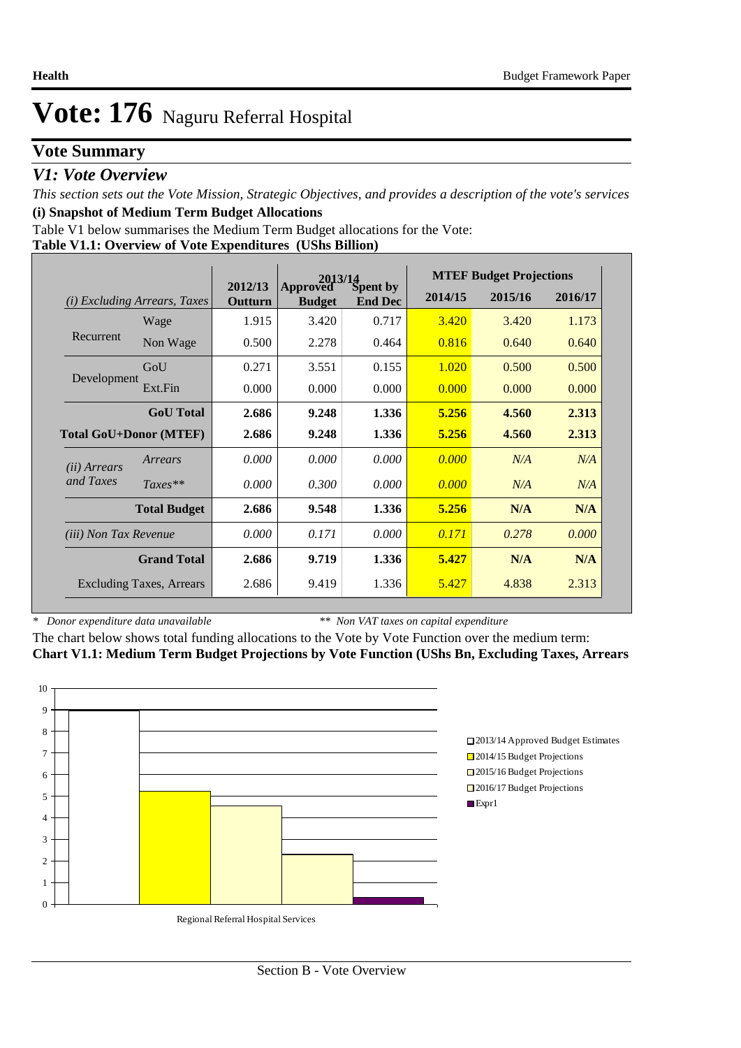# Vote: 176 Naguru Referral Hospital

## Vote Summary

### *V1: Vote Overview*

*This section sets out the Vote Mission, Strategic Objectives, and provides a description of the vote's services*

**(i) Snapshot of Medium Term Budget Allocations**

Table V1 below summarises the Medium Term Budget allocations for the Vote:

**Table V1.1: Overview of Vote Expenditures (UShs Billion)**

| *(i) Excluding Arrears, Taxes* | | 2012/13 Outturn | 2013/14 Approved Budget | 2013/14 Spent by End Dec | MTEF Budget Projections 2014/15 | 2015/16 | 2016/17 |
|---|---|---|---|---|---|---|---|
| Recurrent | Wage | 1.915 | 3.420 | 0.717 | 3.420 | 3.420 | 1.173 |
| | Non Wage | 0.500 | 2.278 | 0.464 | 0.816 | 0.640 | 0.640 |
| Development | GoU | 0.271 | 3.551 | 0.155 | 1.020 | 0.500 | 0.500 |
| | Ext.Fin | 0.000 | 0.000 | 0.000 | 0.000 | 0.000 | 0.000 |
| | **GoU Total** | **2.686** | **9.248** | **1.336** | **5.256** | **4.560** | **2.313** |
| **Total GoU+Donor (MTEF)** | | **2.686** | **9.248** | **1.336** | **5.256** | **4.560** | **2.313** |
| *(ii) Arrears and Taxes* | *Arrears* | *0.000* | *0.000* | *0.000* | *0.000* | *N/A* | *N/A* |
| | *Taxes*** | *0.000* | *0.300* | *0.000* | *0.000* | *N/A* | *N/A* |
| | **Total Budget** | **2.686** | **9.548** | **1.336** | **5.256** | **N/A** | **N/A** |
| *(iii) Non Tax Revenue* | | *0.000* | *0.171* | *0.000* | *0.171* | *0.278* | *0.000* |
| | **Grand Total** | **2.686** | **9.719** | **1.336** | **5.427** | **N/A** | **N/A** |
| | Excluding Taxes, Arrears | 2.686 | 9.419 | 1.336 | 5.427 | 4.838 | 2.313 |

\* *Donor expenditure data unavailable* &nbsp;&nbsp;&nbsp;&nbsp; ** *Non VAT taxes on capital expenditure*

The chart below shows total funding allocations to the Vote by Vote Function over the medium term:

**Chart V1.1: Medium Term Budget Projections by Vote Function (UShs Bn, Excluding Taxes, Arrears**

Legend: 2013/14 Approved Budget Estimates; 2014/15 Budget Projections; 2015/16 Budget Projections; 2016/17 Budget Projections; Expr1

Regional Referral Hospital Services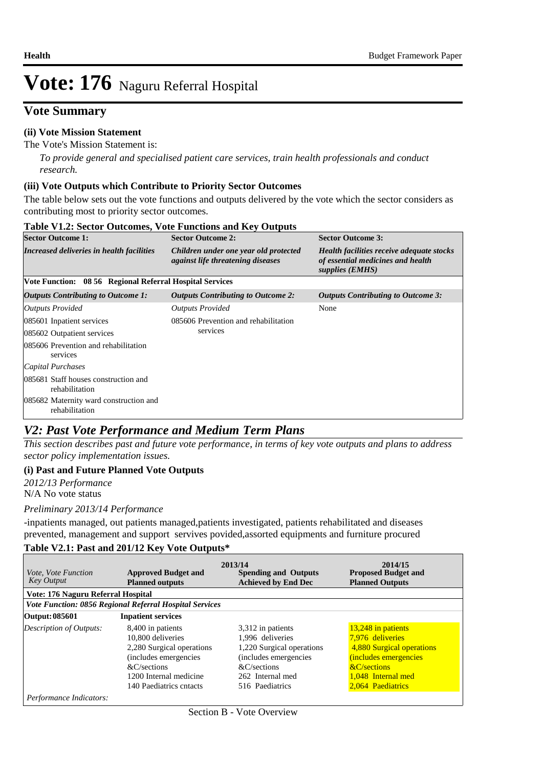#  Vote: 176 Naguru Referral Hospital

## Vote Summary

### (ii) Vote Mission Statement

The Vote's Mission Statement is:

*To provide general and specialised patient care services, train health professionals and conduct research.*

### (iii) Vote Outputs which Contribute to Priority Sector Outcomes

The table below sets out the vote functions and outputs delivered by the vote which the sector considers as contributing most to priority sector outcomes.

**Table V1.2: Sector Outcomes, Vote Functions and Key Outputs**

| **Sector Outcome 1:** | **Sector Outcome 2:** | **Sector Outcome 3:** |
|---|---|---|
| ***Increased deliveries in health facilities*** | ***Children under one year old protected against life threatening diseases*** | ***Health facilities receive adequate stocks of essential medicines and health supplies (EMHS)*** |
| **Vote Function: 08 56 Regional Referral Hospital Services** | | |
| ***Outputs Contributing to Outcome 1:*** | ***Outputs Contributing to Outcome 2:*** | ***Outputs Contributing to Outcome 3:*** |
| *Outputs Provided* | *Outputs Provided* | None |
| 085601 Inpatient services | 085606 Prevention and rehabilitation services | |
| 085602 Outpatient services | | |
| 085606 Prevention and rehabilitation services | | |
| *Capital Purchases* | | |
| 085681 Staff houses construction and rehabilitation | | |
| 085682 Maternity ward construction and rehabilitation | | |

## V2: Past Vote Performance and Medium Term Plans

*This section describes past and future vote performance, in terms of key vote outputs and plans to address sector policy implementation issues.*

### (i) Past and Future Planned Vote Outputs

*2012/13 Performance*

N/A No vote status

*Preliminary 2013/14 Performance*

-inpatients managed, out patients managed,patients investigated, patients rehabilitated and diseases prevented, management and support servives povided,assorted equipments and furniture procured

**Table V2.1: Past and 201/12 Key Vote Outputs\***

| *Vote, Vote Function Key Output* | 2013/14 **Approved Budget and Planned outputs** | **Spending and Outputs Achieved by End Dec** | 2014/15 **Proposed Budget and Planned Outputs** |
|---|---|---|---|
| **Vote: 176 Naguru Referral Hospital** | | | |
| ***Vote Function: 0856 Regional Referral Hospital Services*** | | | |
| **Output: 085601** | **Inpatient services** | | |
| *Description of Outputs:* | 8,400 in patients<br>10,800 deliveries<br>2,280 Surgical operations (includes emergencies &C/sections<br>1200 Internal medicine<br>140 Paediatrics cntacts | 3,312 in patients<br>1,996 deliveries<br>1,220 Surgical operations (includes emergencies &C/sections<br>262 Internal med<br>516 Paediatrics | 13,248 in patients<br>7,976 deliveries<br>4,880 Surgical operations (includes emergencies &C/sections<br>1,048 Internal med<br>2,064 Paediatrics |
| *Performance Indicators:* | | | |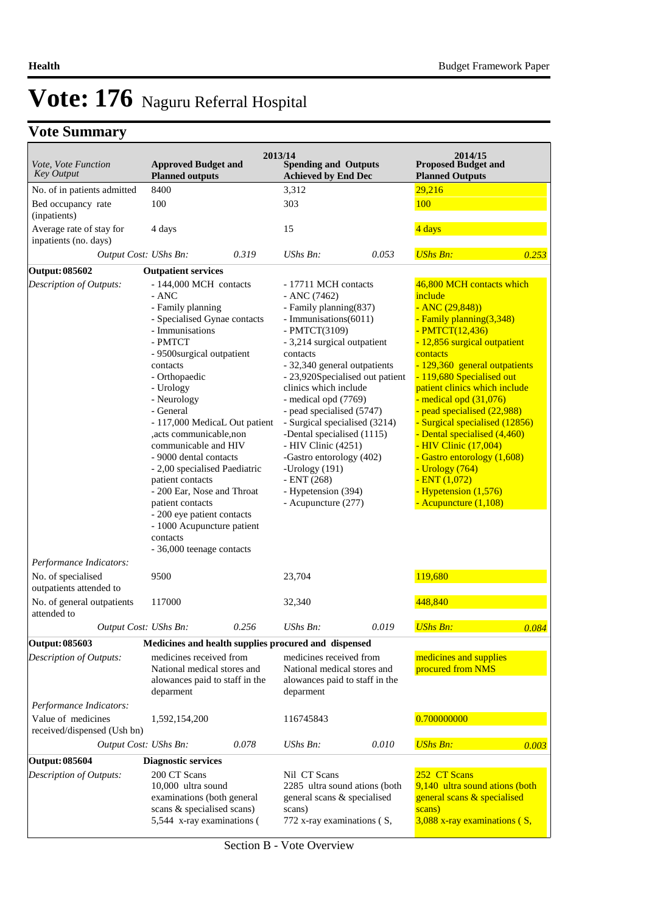# Vote: 176 Naguru Referral Hospital

## Vote Summary

| Vote, Vote Function Key Output | 2013/14 Approved Budget and Planned outputs | | 2013/14 Spending and Outputs Achieved by End Dec | | 2014/15 Proposed Budget and Planned Outputs | |
|---|---|---|---|---|---|---|
| No. of in patients admitted | 8400 | | 3,312 | | 29,216 | |
| Bed occupancy rate (inpatients) | 100 | | 303 | | 100 | |
| Average rate of stay for inpatients (no. days) | 4 days | | 15 | | 4 days | |
| *Output Cost: UShs Bn:* | | *0.319* | *UShs Bn:* | *0.053* | *UShs Bn:* | *0.253* |
| **Output: 085602** | **Outpatient services** | | | | | |
| *Description of Outputs:* | - 144,000 MCH contacts<br>- ANC<br>- Family planning<br>- Specialised Gynae contacts<br>- Immunisations<br>- PMTCT<br>- 9500surgical outpatient contacts<br>- Orthopaedic<br>- Urology<br>- Neurology<br>- General<br>- 117,000 MedicaL Out patient ,acts communicable,non communicable and HIV<br>- 9000 dental contacts<br>- 2,00 specialised Paediatric patient contacts<br>- 200 Ear, Nose and Throat patient contacts<br>- 200 eye patient contacts<br>- 1000 Acupuncture patient contacts<br>- 36,000 teenage contacts | | - 17711 MCH contacts<br>- ANC (7462)<br>- Family planning(837)<br>- Immunisations(6011)<br>- PMTCT(3109)<br>- 3,214 surgical outpatient contacts<br>- 32,340 general outpatients<br>- 23,920Specialised out patient clinics which include<br>- medical opd (7769)<br>- pead specialised (5747)<br>- Surgical specialised (3214)<br>-Dental specialised (1115)<br>- HIV Clinic (4251)<br>-Gastro entorology (402)<br>-Urology (191)<br>- ENT (268)<br>- Hypetension (394)<br>- Acupuncture (277) | | 46,800 MCH contacts which include<br>- ANC (29,848))<br>- Family planning(3,348)<br>- PMTCT(12,436)<br>- 12,856 surgical outpatient contacts<br>- 129,360 general outpatients<br>- 119,680 Specialised out patient clinics which include<br>- medical opd (31,076)<br>- pead specialised (22,988)<br>- Surgical specialised (12856)<br>- Dental specialised (4,460)<br>- HIV Clinic (17,004)<br>- Gastro entorology (1,608)<br>- Urology (764)<br>- ENT (1,072)<br>- Hypetension (1,576)<br>- Acupuncture (1,108) | |
| *Performance Indicators:* | | | | | | |
| No. of specialised outpatients attended to | 9500 | | 23,704 | | 119,680 | |
| No. of general outpatients attended to | 117000 | | 32,340 | | 448,840 | |
| *Output Cost: UShs Bn:* | | *0.256* | *UShs Bn:* | *0.019* | *UShs Bn:* | *0.084* |
| **Output: 085603** | **Medicines and health supplies procured and dispensed** | | | | | |
| *Description of Outputs:* | medicines received from National medical stores and alowances paid to staff in the deparment | | medicines received from National medical stores and alowances paid to staff in the deparment | | medicines and supplies procured from NMS | |
| *Performance Indicators:* | | | | | | |
| Value of medicines received/dispensed (Ush bn) | 1,592,154,200 | | 116745843 | | 0.700000000 | |
| *Output Cost: UShs Bn:* | | *0.078* | *UShs Bn:* | *0.010* | *UShs Bn:* | *0.003* |
| **Output: 085604** | **Diagnostic services** | | | | | |
| *Description of Outputs:* | 200 CT Scans<br>10,000 ultra sound examinations (both general scans & specialised scans)<br>5,544 x-ray examinations ( | | Nil CT Scans<br>2285 ultra sound ations (both general scans & specialised scans)<br>772 x-ray examinations ( S, | | 252 CT Scans<br>9,140 ultra sound ations (both general scans & specialised scans)<br>3,088 x-ray examinations ( S, | |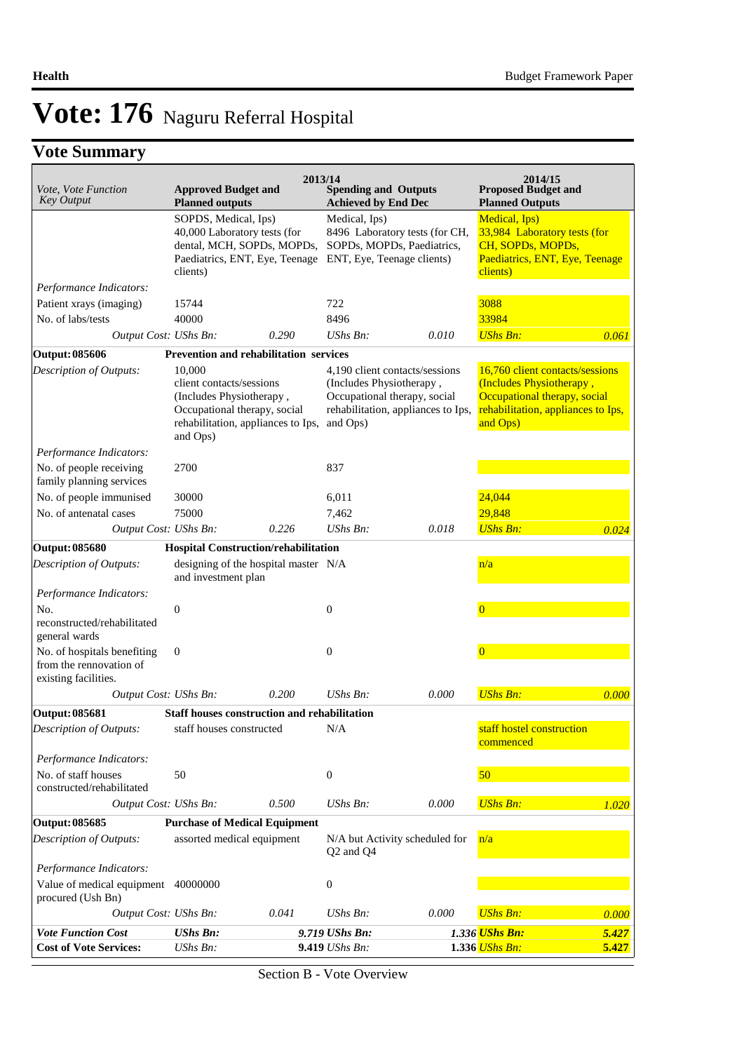# Vote: 176 Naguru Referral Hospital

## Vote Summary

| Vote, Vote Function Key Output | 2013/14 Approved Budget and Planned outputs | | 2013/14 Spending and Outputs Achieved by End Dec | | 2014/15 Proposed Budget and Planned Outputs | |
|---|---|---|---|---|---|---|
| | SOPDS, Medical, Ips) 40,000 Laboratory tests (for dental, MCH, SOPDs, MOPDs, Paediatrics, ENT, Eye, Teenage clients) | | Medical, Ips) 8496 Laboratory tests (for CH, SOPDs, MOPDs, Paediatrics, ENT, Eye, Teenage clients) | | Medical, Ips) 33,984 Laboratory tests (for CH, SOPDs, MOPDs, Paediatrics, ENT, Eye, Teenage clients) | |
| *Performance Indicators:* | | | | | | |
| Patient xrays (imaging) | 15744 | | 722 | | 3088 | |
| No. of labs/tests | 40000 | | 8496 | | 33984 | |
| *Output Cost:* | *UShs Bn:* | *0.290* | *UShs Bn:* | *0.010* | *UShs Bn:* | *0.061* |
| **Output: 085606** | **Prevention and rehabilitation services** | | | | | |
| *Description of Outputs:* | 10,000 client contacts/sessions (Includes Physiotherapy , Occupational therapy, social rehabilitation, appliances to Ips, and Ops) | | 4,190 client contacts/sessions (Includes Physiotherapy , Occupational therapy, social rehabilitation, appliances to Ips, and Ops) | | 16,760 client contacts/sessions (Includes Physiotherapy , Occupational therapy, social rehabilitation, appliances to Ips, and Ops) | |
| *Performance Indicators:* | | | | | | |
| No. of people receiving family planning services | 2700 | | 837 | | | |
| No. of people immunised | 30000 | | 6,011 | | 24,044 | |
| No. of antenatal cases | 75000 | | 7,462 | | 29,848 | |
| *Output Cost:* | *UShs Bn:* | *0.226* | *UShs Bn:* | *0.018* | *UShs Bn:* | *0.024* |
| **Output: 085680** | **Hospital Construction/rehabilitation** | | | | | |
| *Description of Outputs:* | designing of the hospital master and investment plan | | N/A | | n/a | |
| *Performance Indicators:* | | | | | | |
| No. reconstructed/rehabilitated general wards | 0 | | 0 | | 0 | |
| No. of hospitals benefiting from the rennovation of existing facilities. | 0 | | 0 | | 0 | |
| *Output Cost:* | *UShs Bn:* | *0.200* | *UShs Bn:* | *0.000* | *UShs Bn:* | *0.000* |
| **Output: 085681** | **Staff houses construction and rehabilitation** | | | | | |
| *Description of Outputs:* | staff houses constructed | | N/A | | staff hostel construction commenced | |
| *Performance Indicators:* | | | | | | |
| No. of staff houses constructed/rehabilitated | 50 | | 0 | | 50 | |
| *Output Cost:* | *UShs Bn:* | *0.500* | *UShs Bn:* | *0.000* | *UShs Bn:* | *1.020* |
| **Output: 085685** | **Purchase of Medical Equipment** | | | | | |
| *Description of Outputs:* | assorted medical equipment | | N/A but Activity scheduled for Q2 and Q4 | | n/a | |
| *Performance Indicators:* | | | | | | |
| Value of medical equipment procured (Ush Bn) | 40000000 | | 0 | | | |
| *Output Cost:* | *UShs Bn:* | *0.041* | *UShs Bn:* | *0.000* | *UShs Bn:* | *0.000* |
| ***Vote Function Cost*** | ***UShs Bn:*** | ***9.719*** | ***UShs Bn:*** | ***1.336*** | ***UShs Bn:*** | ***5.427*** |
| **Cost of Vote Services:** | *UShs Bn:* | **9.419** | *UShs Bn:* | **1.336** | *UShs Bn:* | **5.427** |

Section B - Vote Overview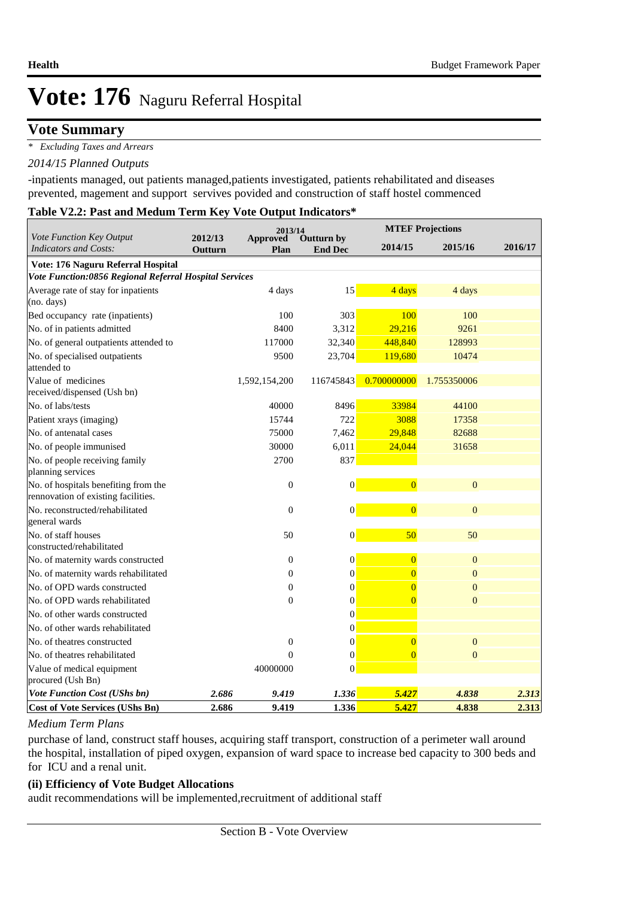# Vote: 176 Naguru Referral Hospital

## Vote Summary

*\* Excluding Taxes and Arrears*

*2014/15 Planned Outputs*

-inpatients managed, out patients managed,patients investigated, patients rehabilitated and diseases prevented, magement and support servives povided and construction of staff hostel commenced

### Table V2.2: Past and Medum Term Key Vote Output Indicators*

| Vote Function Key Output Indicators and Costs: | 2012/13 Outturn | 2013/14 Approved Plan | 2013/14 Outturn by End Dec | MTEF Projections 2014/15 | MTEF Projections 2015/16 | MTEF Projections 2016/17 |
|---|---|---|---|---|---|---|
| **Vote: 176 Naguru Referral Hospital** | | | | | | |
| ***Vote Function:0856 Regional Referral Hospital Services*** | | | | | | |
| Average rate of stay for inpatients (no. days) | | 4 days | 15 | 4 days | 4 days | |
| Bed occupancy rate (inpatients) | | 100 | 303 | 100 | 100 | |
| No. of in patients admitted | | 8400 | 3,312 | 29,216 | 9261 | |
| No. of general outpatients attended to | | 117000 | 32,340 | 448,840 | 128993 | |
| No. of specialised outpatients attended to | | 9500 | 23,704 | 119,680 | 10474 | |
| Value of medicines received/dispensed (Ush bn) | | 1,592,154,200 | 116745843 | 0.700000000 | 1.755350006 | |
| No. of labs/tests | | 40000 | 8496 | 33984 | 44100 | |
| Patient xrays (imaging) | | 15744 | 722 | 3088 | 17358 | |
| No. of antenatal cases | | 75000 | 7,462 | 29,848 | 82688 | |
| No. of people immunised | | 30000 | 6,011 | 24,044 | 31658 | |
| No. of people receiving family planning services | | 2700 | 837 | | | |
| No. of hospitals benefiting from the rennovation of existing facilities. | | 0 | 0 | 0 | 0 | |
| No. reconstructed/rehabilitated general wards | | 0 | 0 | 0 | 0 | |
| No. of staff houses constructed/rehabilitated | | 50 | 0 | 50 | 50 | |
| No. of maternity wards constructed | | 0 | 0 | 0 | 0 | |
| No. of maternity wards rehabilitated | | 0 | 0 | 0 | 0 | |
| No. of OPD wards constructed | | 0 | 0 | 0 | 0 | |
| No. of OPD wards rehabilitated | | 0 | 0 | 0 | 0 | |
| No. of other wards constructed | | | 0 | | | |
| No. of other wards rehabilitated | | | 0 | | | |
| No. of theatres constructed | | 0 | 0 | 0 | 0 | |
| No. of theatres rehabilitated | | 0 | 0 | 0 | 0 | |
| Value of medical equipment procured (Ush Bn) | | 40000000 | 0 | | | |
| ***Vote Function Cost (UShs bn)*** | ***2.686*** | ***9.419*** | ***1.336*** | ***5.427*** | ***4.838*** | ***2.313*** |
| **Cost of Vote Services (UShs Bn)** | **2.686** | **9.419** | **1.336** | **5.427** | **4.838** | **2.313** |

*Medium Term Plans*

purchase of land, construct staff houses, acquiring staff transport, construction of a perimeter wall around the hospital, installation of piped oxygen, expansion of ward space to increase bed capacity to 300 beds and for ICU and a renal unit.

**(ii) Efficiency of Vote Budget Allocations**

audit recommendations will be implemented,recruitment of additional staff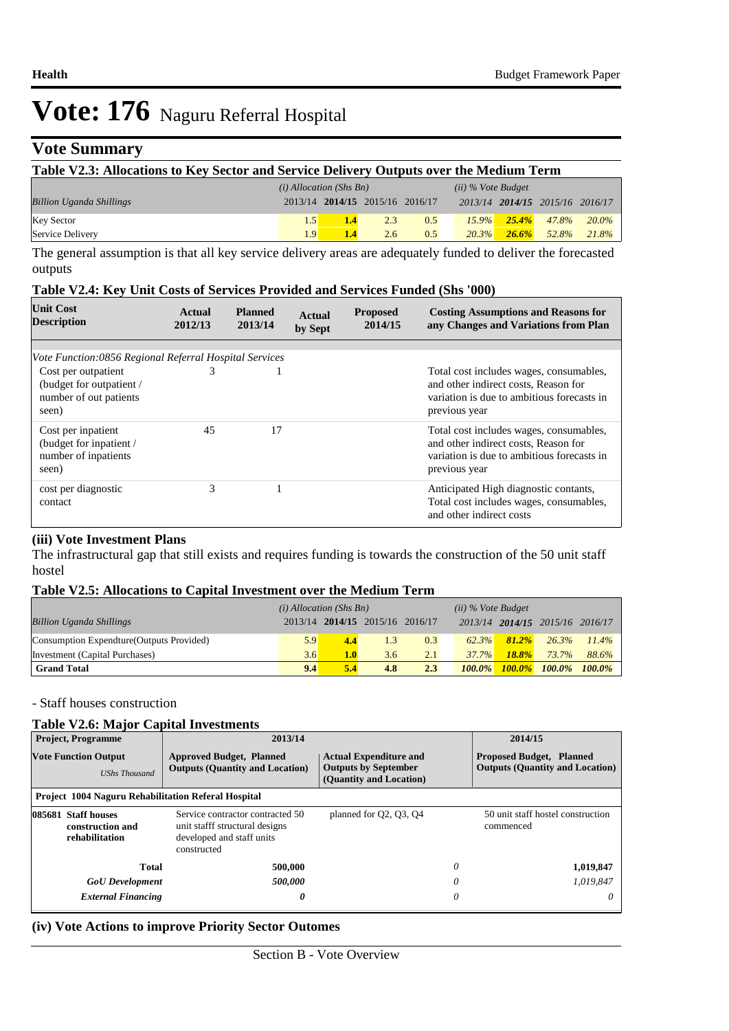# Vote: 176 Naguru Referral Hospital

## Vote Summary

**Table V2.3: Allocations to Key Sector and Service Delivery Outputs over the Medium Term**

| | *(i) Allocation (Shs Bn)* | | | | *(ii) % Vote Budget* | | | |
|---|---|---|---|---|---|---|---|---|
| *Billion Uganda Shillings* | 2013/14 | **2014/15** | 2015/16 | 2016/17 | *2013/14* | ***2014/15*** | *2015/16* | *2016/17* |
| Key Sector | 1.5 | **1.4** | 2.3 | 0.5 | *15.9%* | ***25.4%*** | *47.8%* | *20.0%* |
| Service Delivery | 1.9 | **1.4** | 2.6 | 0.5 | *20.3%* | ***26.6%*** | *52.8%* | *21.8%* |

The general assumption is that all key service delivery areas are adequately funded to deliver the forecasted outputs

**Table V2.4: Key Unit Costs of Services Provided and Services Funded (Shs '000)**

| Unit Cost Description | Actual 2012/13 | Planned 2013/14 | Actual by Sept | Proposed 2014/15 | Costing Assumptions and Reasons for any Changes and Variations from Plan |
|---|---|---|---|---|---|
| *Vote Function:0856 Regional Referral Hospital Services* | | | | | |
| Cost per outpatient (budget for outpatient / number of out patients seen) | 3 | 1 | | | Total cost includes wages, consumables, and other indirect costs, Reason for variation is due to ambitious forecasts in previous year |
| Cost per inpatient (budget for inpatient / number of inpatients seen) | 45 | 17 | | | Total cost includes wages, consumables, and other indirect costs, Reason for variation is due to ambitious forecasts in previous year |
| cost per diagnostic contact | 3 | 1 | | | Anticipated High diagnostic contants, Total cost includes wages, consumables, and other indirect costs |

### (iii) Vote Investment Plans

The infrastructural gap that still exists and requires funding is towards the construction of the 50 unit staff hostel

**Table V2.5: Allocations to Capital Investment over the Medium Term**

| | *(i) Allocation (Shs Bn)* | | | | *(ii) % Vote Budget* | | | |
|---|---|---|---|---|---|---|---|---|
| *Billion Uganda Shillings* | 2013/14 | **2014/15** | 2015/16 | 2016/17 | *2013/14* | ***2014/15*** | *2015/16* | *2016/17* |
| Consumption Expendture(Outputs Provided) | 5.9 | **4.4** | 1.3 | 0.3 | *62.3%* | ***81.2%*** | *26.3%* | *11.4%* |
| Investment (Capital Purchases) | 3.6 | **1.0** | 3.6 | 2.1 | *37.7%* | ***18.8%*** | *73.7%* | *88.6%* |
| **Grand Total** | **9.4** | **5.4** | **4.8** | **2.3** | ***100.0%*** | ***100.0%*** | ***100.0%*** | ***100.0%*** |

- Staff houses construction

**Table V2.6: Major Capital Investments**

| Project, Programme | 2013/14 | | 2014/15 |
|---|---|---|---|
| **Vote Function Output** *UShs Thousand* | **Approved Budget, Planned Outputs (Quantity and Location)** | **Actual Expenditure and Outputs by September (Quantity and Location)** | **Proposed Budget, Planned Outputs (Quantity and Location)** |
| **Project 1004 Naguru Rehabilitation Referal Hospital** | | | |
| **085681 Staff houses construction and rehabilitation** | Service contractor contracted 50 unit stafff structural designs developed and staff units constructed | planned for Q2, Q3, Q4 | 50 unit staff hostel construction commenced |
| **Total** | **500,000** | *0* | **1,019,847** |
| ***GoU Development*** | ***500,000*** | *0* | *1,019,847* |
| ***External Financing*** | ***0*** | *0* | *0* |

### (iv) Vote Actions to improve Priority Sector Outomes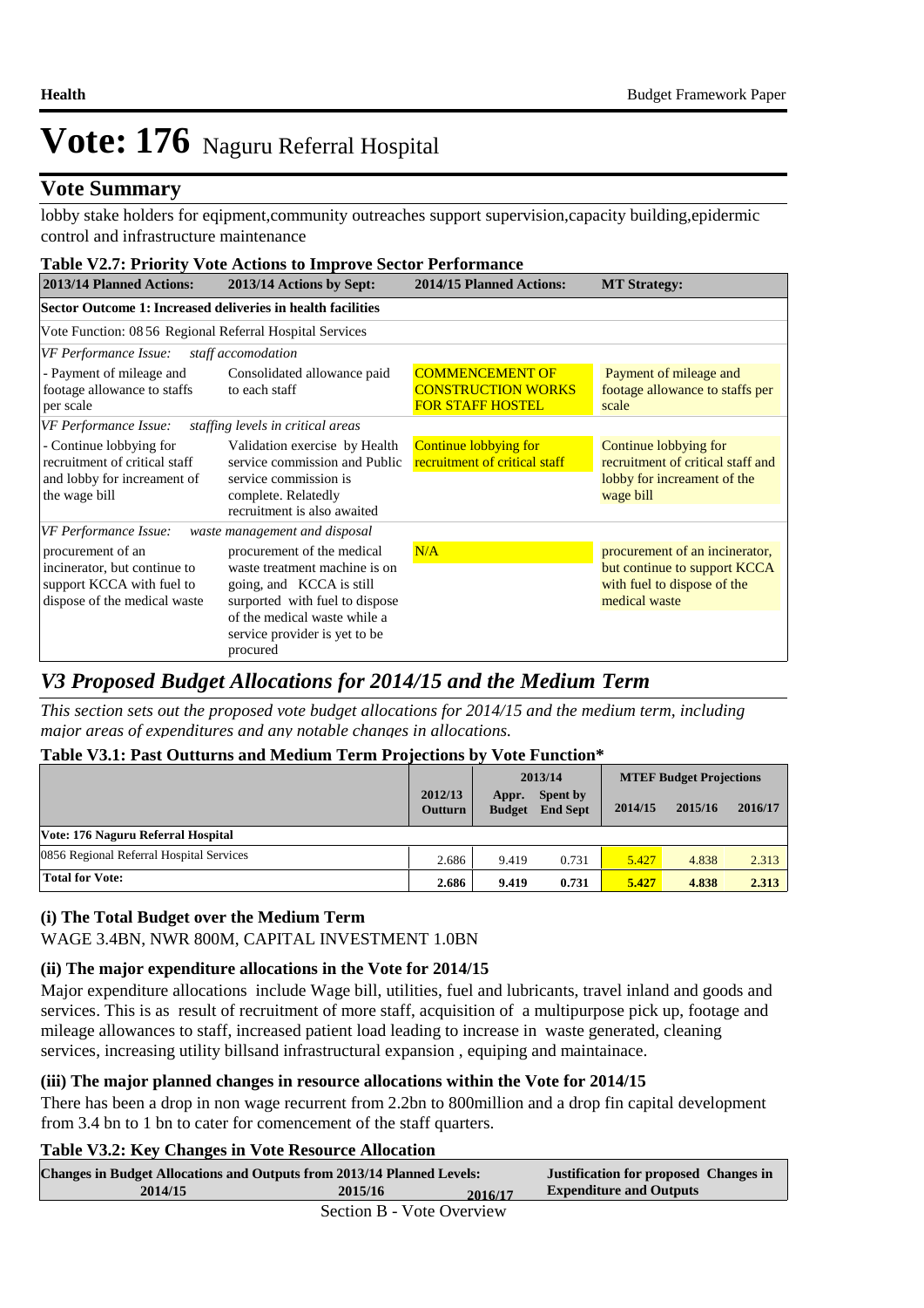# Vote: 176 Naguru Referral Hospital

## Vote Summary

lobby stake holders for eqipment,community outreaches support supervision,capacity building,epidermic control and infrastructure maintenance

**Table V2.7: Priority Vote Actions to Improve Sector Performance**

| 2013/14 Planned Actions: | 2013/14 Actions by Sept: | 2014/15 Planned Actions: | MT Strategy: |
|---|---|---|---|
| **Sector Outcome 1: Increased deliveries in health facilities** | | | |
| Vote Function: 08 56 Regional Referral Hospital Services | | | |
| *VF Performance Issue: staff accomodation* | | | |
| - Payment of mileage and footage allowance to staffs per scale | Consolidated allowance paid to each staff | COMMENCEMENT OF CONSTRUCTION WORKS FOR STAFF HOSTEL | Payment of mileage and footage allowance to staffs per scale |
| *VF Performance Issue: staffing levels in critical areas* | | | |
| - Continue lobbying for recruitment of critical staff and lobby for increament of the wage bill | Validation exercise by Health service commission and Public service commission is complete. Relatedly recruitment is also awaited | Continue lobbying for recruitment of critical staff | Continue lobbying for recruitment of critical staff and lobby for increament of the wage bill |
| *VF Performance Issue: waste management and disposal* | | | |
| procurement of an incinerator, but continue to support KCCA with fuel to dispose of the medical waste | procurement of the medical waste treatment machine is on going, and KCCA is still surported with fuel to dispose of the medical waste while a service provider is yet to be procured | N/A | procurement of an incinerator, but continue to support KCCA with fuel to dispose of the medical waste |

## *V3 Proposed Budget Allocations for 2014/15 and the Medium Term*

*This section sets out the proposed vote budget allocations for 2014/15 and the medium term, including major areas of expenditures and any notable changes in allocations.*

**Table V3.1: Past Outturns and Medium Term Projections by Vote Function***

| | 2012/13 Outturn | 2013/14 Appr. Budget | 2013/14 Spent by End Sept | MTEF Budget Projections 2014/15 | 2015/16 | 2016/17 |
|---|---|---|---|---|---|---|
| **Vote: 176 Naguru Referral Hospital** | | | | | | |
| 0856 Regional Referral Hospital Services | 2.686 | 9.419 | 0.731 | 5.427 | 4.838 | 2.313 |
| **Total for Vote:** | **2.686** | **9.419** | **0.731** | **5.427** | **4.838** | **2.313** |

### (i) The Total Budget over the Medium Term

WAGE 3.4BN, NWR 800M, CAPITAL INVESTMENT 1.0BN

### (ii) The major expenditure allocations in the Vote for 2014/15

Major expenditure allocations include Wage bill, utilities, fuel and lubricants, travel inland and goods and services. This is as result of recruitment of more staff, acquisition of a multipurpose pick up, footage and mileage allowances to staff, increased patient load leading to increase in waste generated, cleaning services, increasing utility billsand infrastructural expansion , equiping and maintainace.

### (iii) The major planned changes in resource allocations within the Vote for 2014/15

There has been a drop in non wage recurrent from 2.2bn to 800million and a drop fin capital development from 3.4 bn to 1 bn to cater for comencement of the staff quarters.

**Table V3.2: Key Changes in Vote Resource Allocation**

| Changes in Budget Allocations and Outputs from 2013/14 Planned Levels: 2014/15 | 2015/16 | 2016/17 | Justification for proposed Changes in Expenditure and Outputs |
|---|---|---|---|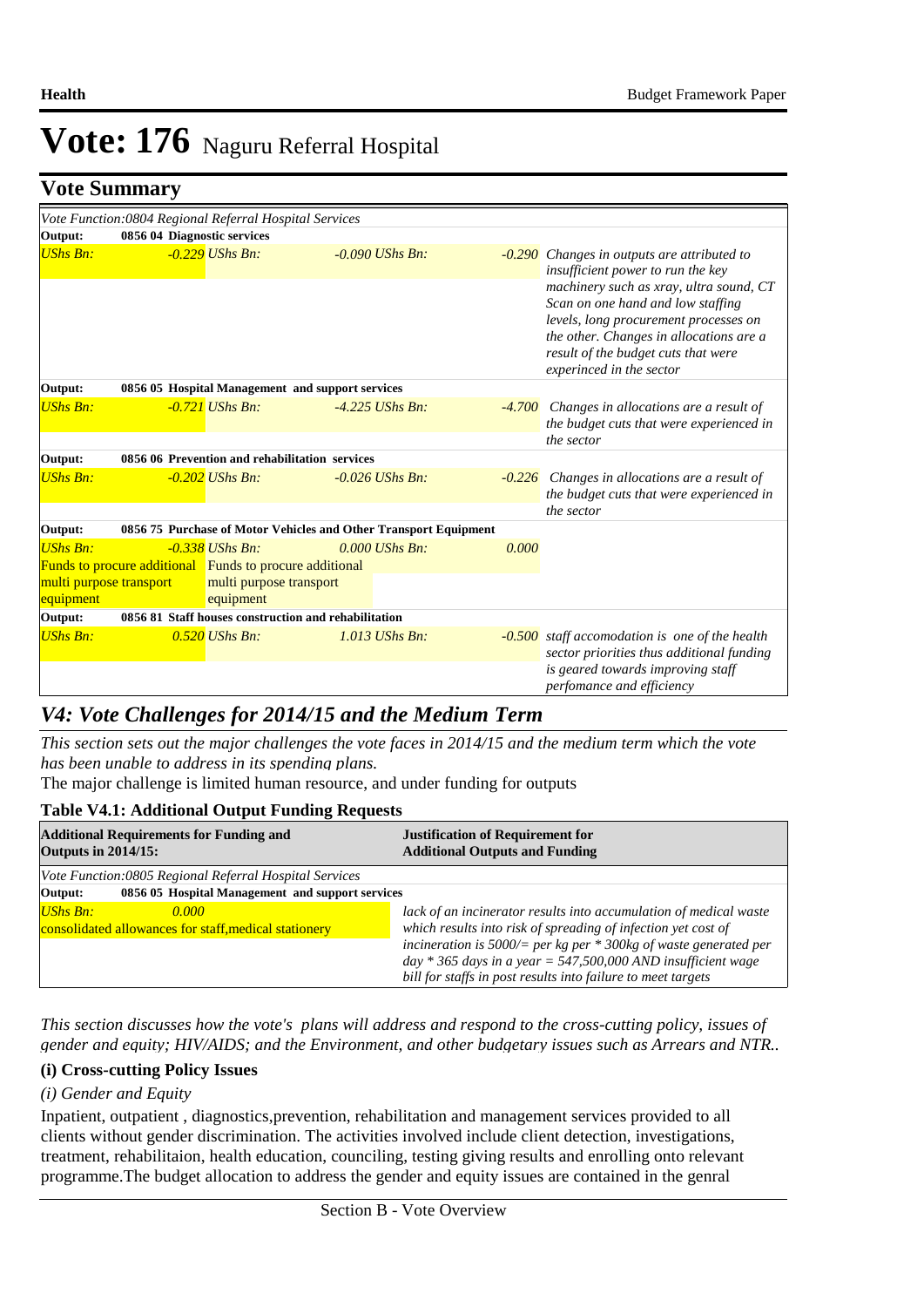# Vote: 176 Naguru Referral Hospital

## Vote Summary

| | | | | | |
|---|---|---|---|---|---|
| *Vote Function:0804 Regional Referral Hospital Services* | | | | | |
| **Output:** | **0856 04 Diagnostic services** | | | | |
| *UShs Bn:* | *-0.229* | *UShs Bn:* | *-0.090 UShs Bn:* | *-0.290* | *Changes in outputs are attributed to insufficient power to run the key machinery such as xray, ultra sound, CT Scan on one hand and low staffing levels, long procurement processes on the other. Changes in allocations are a result of the budget cuts that were experinced in the sector* |
| **Output:** | **0856 05 Hospital Management and support services** | | | | |
| *UShs Bn:* | *-0.721* | *UShs Bn:* | *-4.225 UShs Bn:* | *-4.700* | *Changes in allocations are a result of the budget cuts that were experienced in the sector* |
| **Output:** | **0856 06 Prevention and rehabilitation services** | | | | |
| *UShs Bn:* | *-0.202* | *UShs Bn:* | *-0.026 UShs Bn:* | *-0.226* | *Changes in allocations are a result of the budget cuts that were experienced in the sector* |
| **Output:** | **0856 75 Purchase of Motor Vehicles and Other Transport Equipment** | | | | |
| *UShs Bn:* | *-0.338* | *UShs Bn:* | *0.000 UShs Bn:* | *0.000* | |
| Funds to procure additional multi purpose transport equipment | | Funds to procure additional multi purpose transport equipment | | | |
| **Output:** | **0856 81 Staff houses construction and rehabilitation** | | | | |
| *UShs Bn:* | *0.520* | *UShs Bn:* | *1.013 UShs Bn:* | *-0.500* | *staff accomodation is one of the health sector priorities thus additional funding is geared towards improving staff perfomance and efficiency* |

## *V4: Vote Challenges for 2014/15 and the Medium Term*

*This section sets out the major challenges the vote faces in 2014/15 and the medium term which the vote has been unable to address in its spending plans.*

The major challenge is limited human resource, and under funding for outputs

**Table V4.1: Additional Output Funding Requests**

| **Additional Requirements for Funding and Outputs in 2014/15:** | **Justification of Requirement for Additional Outputs and Funding** |
|---|---|
| *Vote Function:0805 Regional Referral Hospital Services* | |
| **Output:** **0856 05 Hospital Management and support services** | |
| *UShs Bn:* *0.000* consolidated allowances for staff,medical stationery | *lack of an incinerator results into accumulation of medical waste which results into risk of spreading of infection yet cost of incineration is 5000/= per kg per * 300kg of waste generated per day * 365 days in a year = 547,500,000 AND insufficient wage bill for staffs in post results into failure to meet targets* |

*This section discusses how the vote's plans will address and respond to the cross-cutting policy, issues of gender and equity; HIV/AIDS; and the Environment, and other budgetary issues such as Arrears and NTR..*

**(i) Cross-cutting Policy Issues**

*(i) Gender and Equity*

Inpatient, outpatient , diagnostics,prevention, rehabilitation and management services provided to all clients without gender discrimination. The activities involved include client detection, investigations, treatment, rehabilitaion, health education, counciling, testing giving results and enrolling onto relevant programme.The budget allocation to address the gender and equity issues are contained in the genral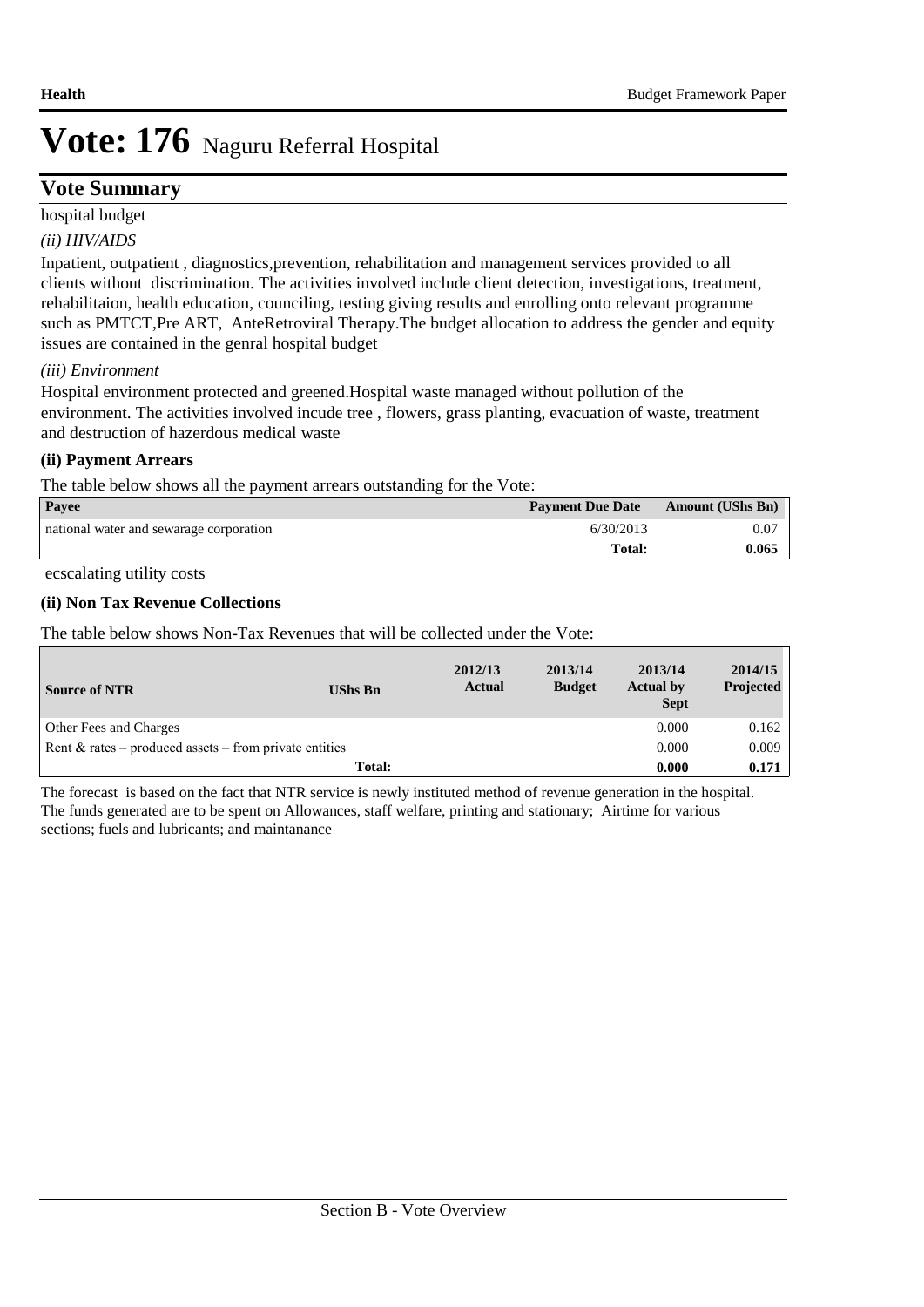# Vote: 176 Naguru Referral Hospital

## Vote Summary

hospital budget

*(ii) HIV/AIDS*

Inpatient, outpatient , diagnostics,prevention, rehabilitation and management services provided to all clients without discrimination. The activities involved include client detection, investigations, treatment, rehabilitaion, health education, counciling, testing giving results and enrolling onto relevant programme such as PMTCT,Pre ART, AnteRetroviral Therapy.The budget allocation to address the gender and equity issues are contained in the genral hospital budget

*(iii) Environment*

Hospital environment protected and greened.Hospital waste managed without pollution of the environment. The activities involved incude tree , flowers, grass planting, evacuation of waste, treatment and destruction of hazerdous medical waste

### (ii) Payment Arrears

The table below shows all the payment arrears outstanding for the Vote:

| Payee | Payment Due Date | Amount (UShs Bn) |
|---|---|---|
| national water and sewarage corporation | 6/30/2013 | 0.07 |
| | **Total:** | **0.065** |

ecscalating utility costs

### (ii) Non Tax Revenue Collections

The table below shows Non-Tax Revenues that will be collected under the Vote:

| Source of NTR | UShs Bn | 2012/13 Actual | 2013/14 Budget | 2013/14 Actual by Sept | 2014/15 Projected |
|---|---|---|---|---|---|
| Other Fees and Charges | | | | 0.000 | 0.162 |
| Rent & rates – produced assets – from private entities | | | | 0.000 | 0.009 |
| | **Total:** | | | **0.000** | **0.171** |

The forecast is based on the fact that NTR service is newly instituted method of revenue generation in the hospital. The funds generated are to be spent on Allowances, staff welfare, printing and stationary; Airtime for various sections; fuels and lubricants; and maintanance